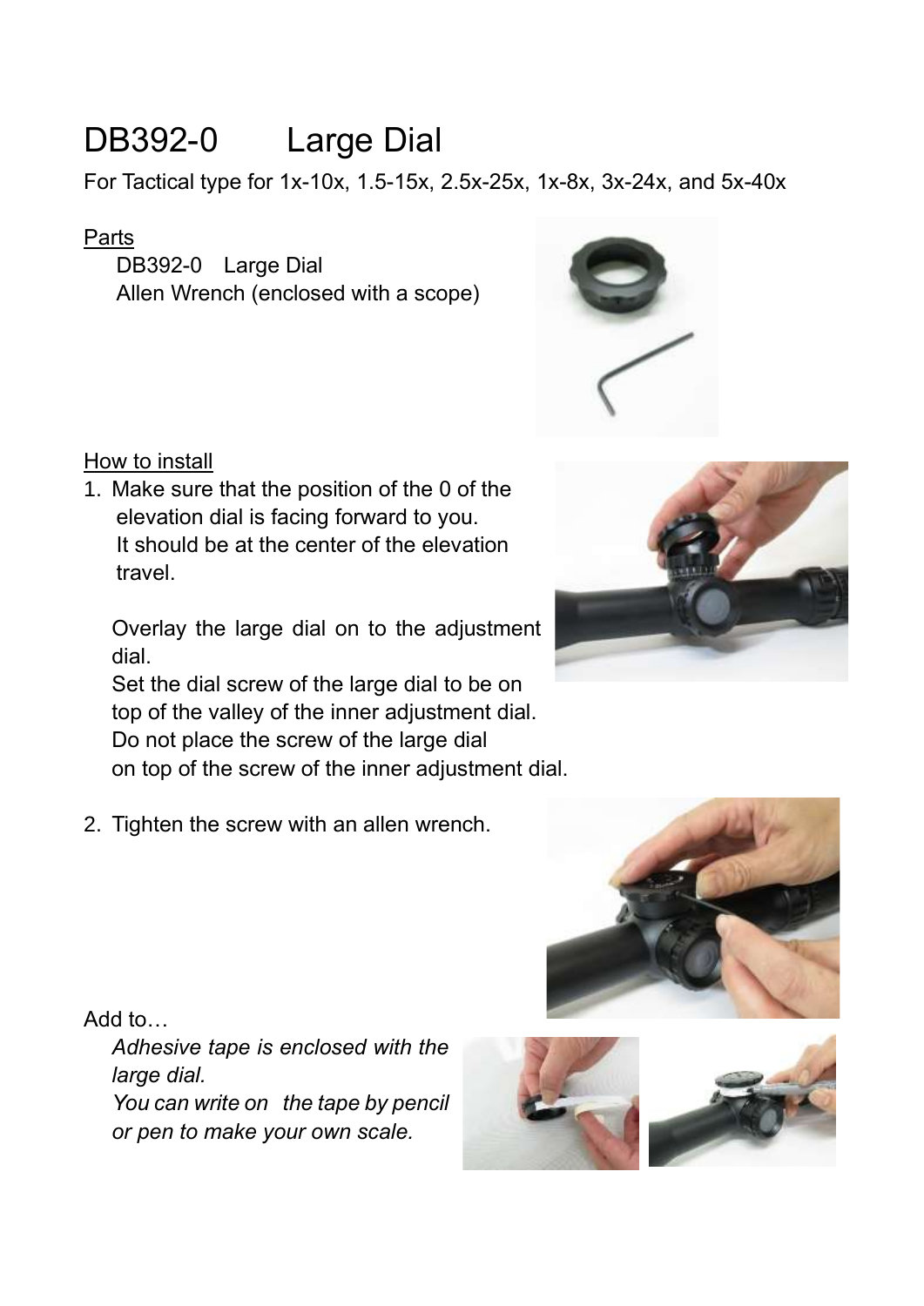# DB392-0　Large Dial

For Tactical type for 1x-10x, 1.5-15x, 2.5x-25x, 1x-8x, 3x-24x, and 5x-40x

Parts

DB392-0　Large Dial
Allen Wrench (enclosed with a scope)

How to install

1. Make sure that the position of the 0 of the elevation dial is facing forward to you.
   It should be at the center of the elevation travel.

   Overlay the large dial on to the adjustment dial.
   Set the dial screw of the large dial to be on top of the valley of the inner adjustment dial.
   Do not place the screw of the large dial on top of the screw of the inner adjustment dial.

2. Tighten the screw with an allen wrench.

Add to…

*Adhesive tape is enclosed with the large dial.*
*You can write on the tape by pencil or pen to make your own scale.*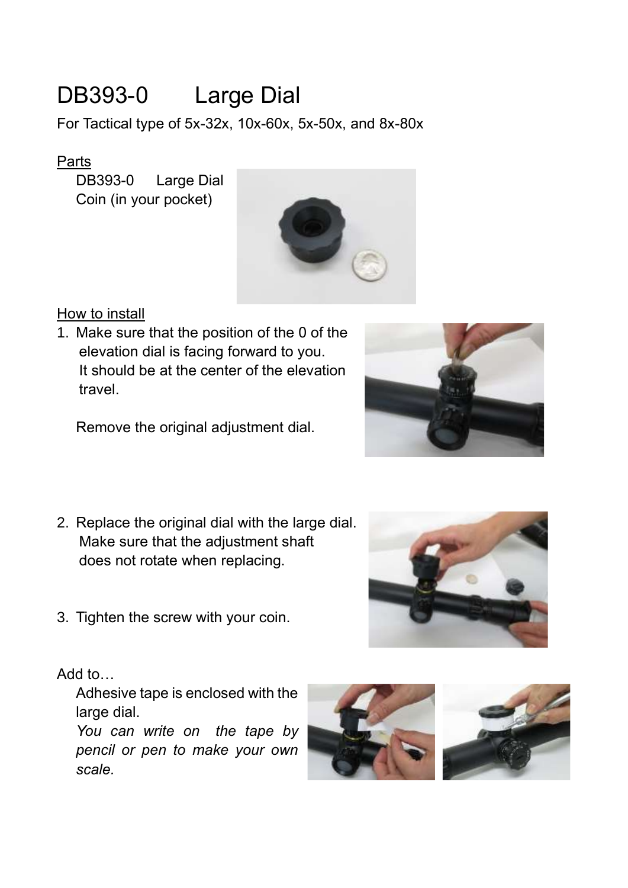# DB393-0 Large Dial

For Tactical type of 5x-32x, 10x-60x, 5x-50x, and 8x-80x

Parts

DB393-0 Large Dial
Coin (in your pocket)

How to install

1. Make sure that the position of the 0 of the elevation dial is facing forward to you. It should be at the center of the elevation travel.

   Remove the original adjustment dial.

2. Replace the original dial with the large dial. Make sure that the adjustment shaft does not rotate when replacing.

3. Tighten the screw with your coin.

Add to…

Adhesive tape is enclosed with the large dial.
*You can write on the tape by pencil or pen to make your own scale.*